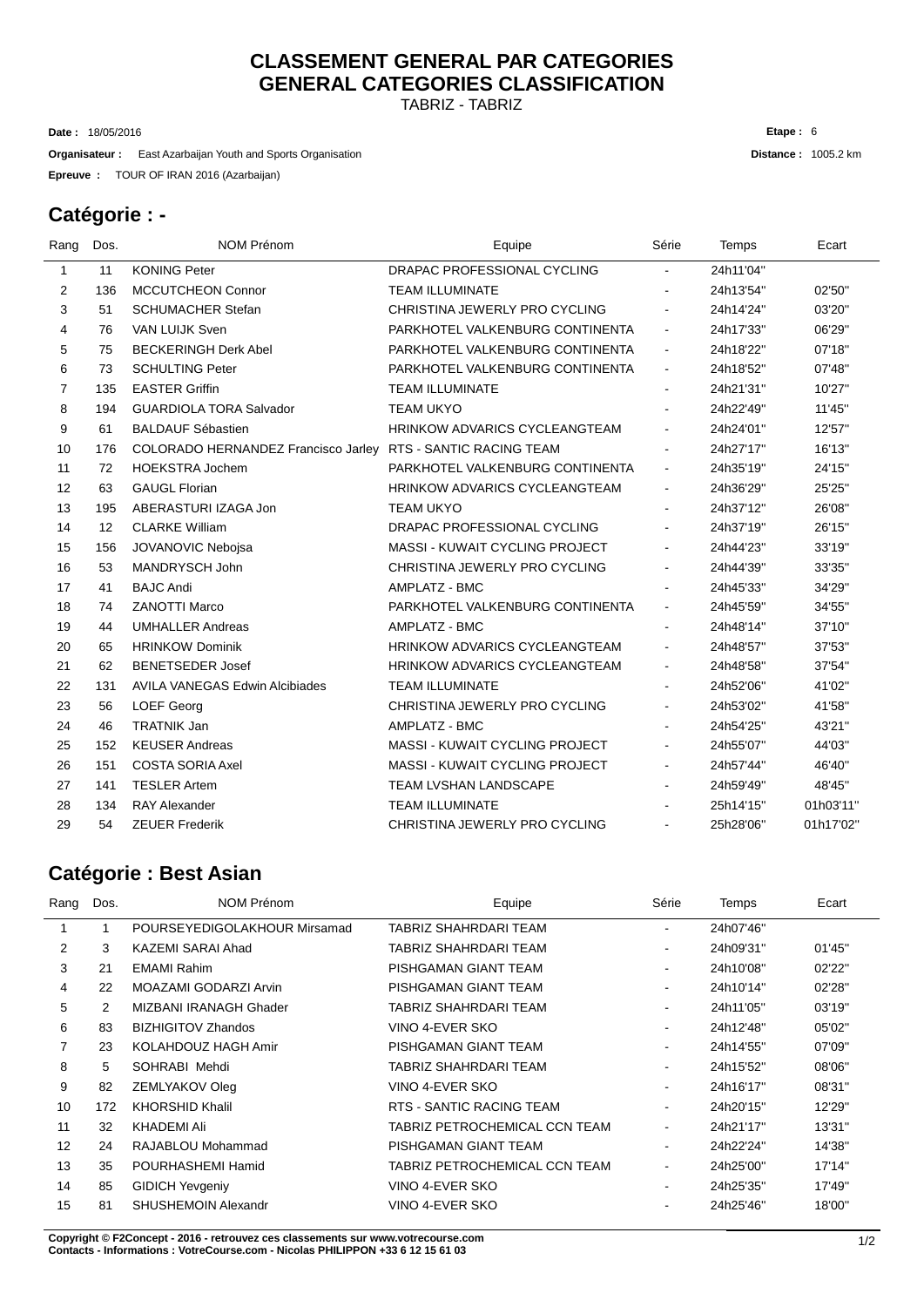# CLASSEMENT GENERAL PAR CATEGORIES
# GENERAL CATEGORIES CLASSIFICATION

TABRIZ - TABRIZ

**Date :** 18/05/2016

**Organisateur :** East Azarbaijan Youth and Sports Organisation

**Epreuve :** TOUR OF IRAN 2016 (Azarbaijan)

**Etape :** 6

**Distance :** 1005.2 km

## Catégorie : -

| Rang | Dos. | NOM Prénom | Equipe | Série | Temps | Ecart |
|---|---|---|---|---|---|---|
| 1 | 11 | KONING Peter | DRAPAC PROFESSIONAL CYCLING | - | 24h11'04'' | |
| 2 | 136 | MCCUTCHEON Connor | TEAM ILLUMINATE | - | 24h13'54'' | 02'50'' |
| 3 | 51 | SCHUMACHER Stefan | CHRISTINA JEWERLY PRO CYCLING | - | 24h14'24'' | 03'20'' |
| 4 | 76 | VAN LUIJK Sven | PARKHOTEL VALKENBURG CONTINENTA | - | 24h17'33'' | 06'29'' |
| 5 | 75 | BECKERINGH Derk Abel | PARKHOTEL VALKENBURG CONTINENTA | - | 24h18'22'' | 07'18'' |
| 6 | 73 | SCHULTING Peter | PARKHOTEL VALKENBURG CONTINENTA | - | 24h18'52'' | 07'48'' |
| 7 | 135 | EASTER Griffin | TEAM ILLUMINATE | - | 24h21'31'' | 10'27'' |
| 8 | 194 | GUARDIOLA TORA Salvador | TEAM UKYO | - | 24h22'49'' | 11'45'' |
| 9 | 61 | BALDAUF Sébastien | HRINKOW ADVARICS CYCLEANGTEAM | - | 24h24'01'' | 12'57'' |
| 10 | 176 | COLORADO HERNANDEZ Francisco Jarley | RTS - SANTIC RACING TEAM | - | 24h27'17'' | 16'13'' |
| 11 | 72 | HOEKSTRA Jochem | PARKHOTEL VALKENBURG CONTINENTA | - | 24h35'19'' | 24'15'' |
| 12 | 63 | GAUGL Florian | HRINKOW ADVARICS CYCLEANGTEAM | - | 24h36'29'' | 25'25'' |
| 13 | 195 | ABERASTURI IZAGA Jon | TEAM UKYO | - | 24h37'12'' | 26'08'' |
| 14 | 12 | CLARKE William | DRAPAC PROFESSIONAL CYCLING | - | 24h37'19'' | 26'15'' |
| 15 | 156 | JOVANOVIC Nebojsa | MASSI - KUWAIT CYCLING PROJECT | - | 24h44'23'' | 33'19'' |
| 16 | 53 | MANDRYSCH John | CHRISTINA JEWERLY PRO CYCLING | - | 24h44'39'' | 33'35'' |
| 17 | 41 | BAJC Andi | AMPLATZ - BMC | - | 24h45'33'' | 34'29'' |
| 18 | 74 | ZANOTTI Marco | PARKHOTEL VALKENBURG CONTINENTA | - | 24h45'59'' | 34'55'' |
| 19 | 44 | UMHALLER Andreas | AMPLATZ - BMC | - | 24h48'14'' | 37'10'' |
| 20 | 65 | HRINKOW Dominik | HRINKOW ADVARICS CYCLEANGTEAM | - | 24h48'57'' | 37'53'' |
| 21 | 62 | BENETSEDER Josef | HRINKOW ADVARICS CYCLEANGTEAM | - | 24h48'58'' | 37'54'' |
| 22 | 131 | AVILA VANEGAS Edwin Alcibiades | TEAM ILLUMINATE | - | 24h52'06'' | 41'02'' |
| 23 | 56 | LOEF Georg | CHRISTINA JEWERLY PRO CYCLING | - | 24h53'02'' | 41'58'' |
| 24 | 46 | TRATNIK Jan | AMPLATZ - BMC | - | 24h54'25'' | 43'21'' |
| 25 | 152 | KEUSER Andreas | MASSI - KUWAIT CYCLING PROJECT | - | 24h55'07'' | 44'03'' |
| 26 | 151 | COSTA SORIA Axel | MASSI - KUWAIT CYCLING PROJECT | - | 24h57'44'' | 46'40'' |
| 27 | 141 | TESLER Artem | TEAM LVSHAN LANDSCAPE | - | 24h59'49'' | 48'45'' |
| 28 | 134 | RAY Alexander | TEAM ILLUMINATE | - | 25h14'15'' | 01h03'11'' |
| 29 | 54 | ZEUER Frederik | CHRISTINA JEWERLY PRO CYCLING | - | 25h28'06'' | 01h17'02'' |

## Catégorie : Best Asian

| Rang | Dos. | NOM Prénom | Equipe | Série | Temps | Ecart |
|---|---|---|---|---|---|---|
| 1 | 1 | POURSEYEDIGOLAKHOUR Mirsamad | TABRIZ SHAHRDARI TEAM | - | 24h07'46'' | |
| 2 | 3 | KAZEMI SARAI Ahad | TABRIZ SHAHRDARI TEAM | - | 24h09'31'' | 01'45'' |
| 3 | 21 | EMAMI Rahim | PISHGAMAN GIANT TEAM | - | 24h10'08'' | 02'22'' |
| 4 | 22 | MOAZAMI GODARZI Arvin | PISHGAMAN GIANT TEAM | - | 24h10'14'' | 02'28'' |
| 5 | 2 | MIZBANI IRANAGH Ghader | TABRIZ SHAHRDARI TEAM | - | 24h11'05'' | 03'19'' |
| 6 | 83 | BIZHIGITOV Zhandos | VINO 4-EVER SKO | - | 24h12'48'' | 05'02'' |
| 7 | 23 | KOLAHDOUZ HAGH Amir | PISHGAMAN GIANT TEAM | - | 24h14'55'' | 07'09'' |
| 8 | 5 | SOHRABI Mehdi | TABRIZ SHAHRDARI TEAM | - | 24h15'52'' | 08'06'' |
| 9 | 82 | ZEMLYAKOV Oleg | VINO 4-EVER SKO | - | 24h16'17'' | 08'31'' |
| 10 | 172 | KHORSHID Khalil | RTS - SANTIC RACING TEAM | - | 24h20'15'' | 12'29'' |
| 11 | 32 | KHADEMI Ali | TABRIZ PETROCHEMICAL CCN TEAM | - | 24h21'17'' | 13'31'' |
| 12 | 24 | RAJABLOU Mohammad | PISHGAMAN GIANT TEAM | - | 24h22'24'' | 14'38'' |
| 13 | 35 | POURHASHEMI Hamid | TABRIZ PETROCHEMICAL CCN TEAM | - | 24h25'00'' | 17'14'' |
| 14 | 85 | GIDICH Yevgeniy | VINO 4-EVER SKO | - | 24h25'35'' | 17'49'' |
| 15 | 81 | SHUSHEMOIN Alexandr | VINO 4-EVER SKO | - | 24h25'46'' | 18'00'' |

**Copyright © F2Concept - 2016 - retrouvez ces classements sur www.votrecourse.com**
**Contacts - Informations : VotreCourse.com - Nicolas PHILIPPON +33 6 12 15 61 03**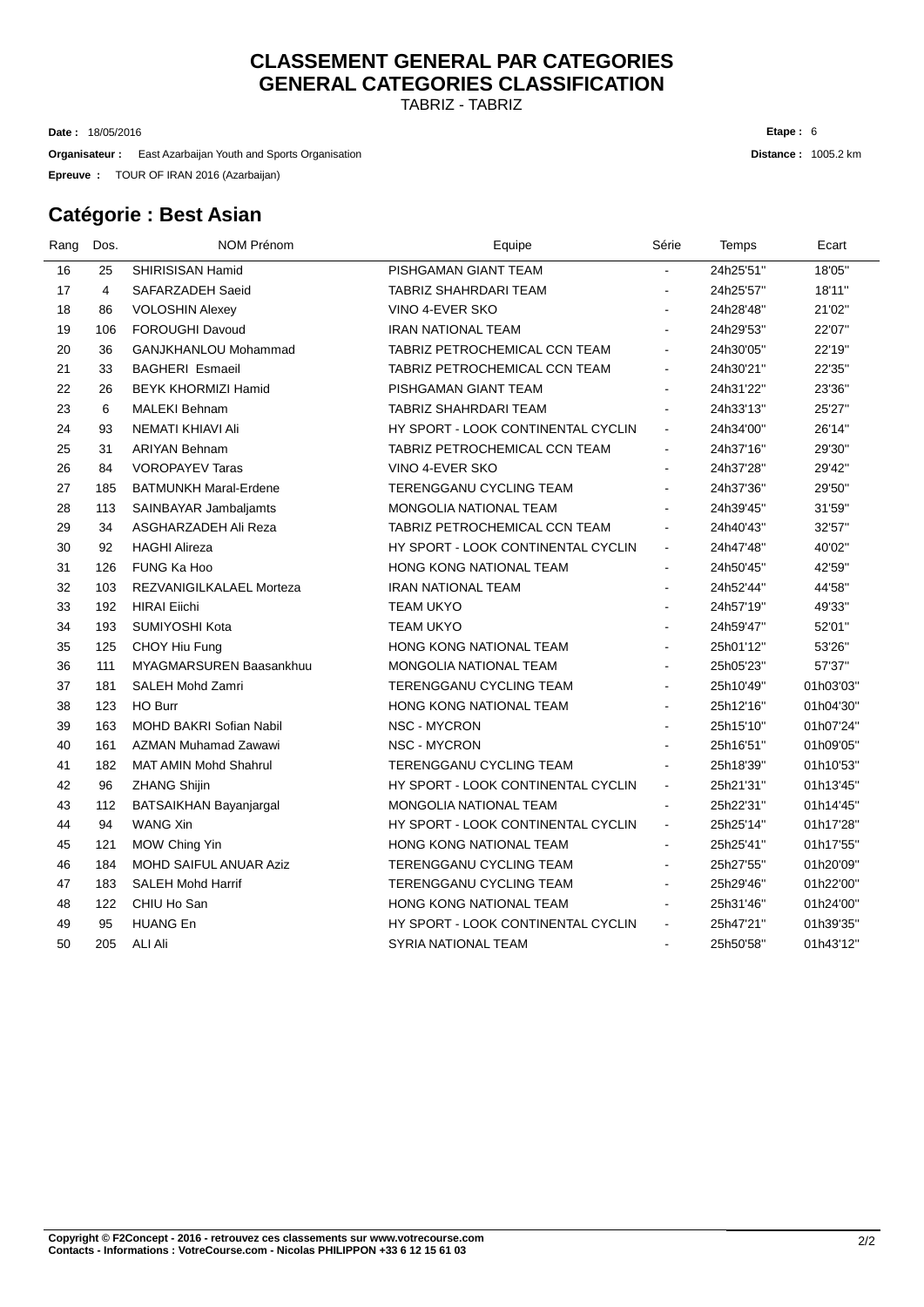# CLASSEMENT GENERAL PAR CATEGORIES
# GENERAL CATEGORIES CLASSIFICATION

TABRIZ - TABRIZ

**Date :** 18/05/2016

**Organisateur :** East Azarbaijan Youth and Sports Organisation

**Epreuve :** TOUR OF IRAN 2016 (Azarbaijan)

**Etape :** 6

**Distance :** 1005.2 km

## Catégorie : Best Asian

| Rang | Dos. | NOM Prénom | Equipe | Série | Temps | Ecart |
|---|---|---|---|---|---|---|
| 16 | 25 | SHIRISISAN Hamid | PISHGAMAN GIANT TEAM | - | 24h25'51'' | 18'05'' |
| 17 | 4 | SAFARZADEH Saeid | TABRIZ SHAHRDARI TEAM | - | 24h25'57'' | 18'11'' |
| 18 | 86 | VOLOSHIN Alexey | VINO 4-EVER SKO | - | 24h28'48'' | 21'02'' |
| 19 | 106 | FOROUGHI Davoud | IRAN NATIONAL TEAM | - | 24h29'53'' | 22'07'' |
| 20 | 36 | GANJKHANLOU Mohammad | TABRIZ PETROCHEMICAL CCN TEAM | - | 24h30'05'' | 22'19'' |
| 21 | 33 | BAGHERI Esmaeil | TABRIZ PETROCHEMICAL CCN TEAM | - | 24h30'21'' | 22'35'' |
| 22 | 26 | BEYK KHORMIZI Hamid | PISHGAMAN GIANT TEAM | - | 24h31'22'' | 23'36'' |
| 23 | 6 | MALEKI Behnam | TABRIZ SHAHRDARI TEAM | - | 24h33'13'' | 25'27'' |
| 24 | 93 | NEMATI KHIAVI Ali | HY SPORT - LOOK CONTINENTAL CYCLIN | - | 24h34'00'' | 26'14'' |
| 25 | 31 | ARIYAN Behnam | TABRIZ PETROCHEMICAL CCN TEAM | - | 24h37'16'' | 29'30'' |
| 26 | 84 | VOROPAYEV Taras | VINO 4-EVER SKO | - | 24h37'28'' | 29'42'' |
| 27 | 185 | BATMUNKH Maral-Erdene | TERENGGANU CYCLING TEAM | - | 24h37'36'' | 29'50'' |
| 28 | 113 | SAINBAYAR Jambaljamts | MONGOLIA NATIONAL TEAM | - | 24h39'45'' | 31'59'' |
| 29 | 34 | ASGHARZADEH Ali Reza | TABRIZ PETROCHEMICAL CCN TEAM | - | 24h40'43'' | 32'57'' |
| 30 | 92 | HAGHI Alireza | HY SPORT - LOOK CONTINENTAL CYCLIN | - | 24h47'48'' | 40'02'' |
| 31 | 126 | FUNG Ka Hoo | HONG KONG NATIONAL TEAM | - | 24h50'45'' | 42'59'' |
| 32 | 103 | REZVANIGILKALAEL Morteza | IRAN NATIONAL TEAM | - | 24h52'44'' | 44'58'' |
| 33 | 192 | HIRAI Eiichi | TEAM UKYO | - | 24h57'19'' | 49'33'' |
| 34 | 193 | SUMIYOSHI Kota | TEAM UKYO | - | 24h59'47'' | 52'01'' |
| 35 | 125 | CHOY Hiu Fung | HONG KONG NATIONAL TEAM | - | 25h01'12'' | 53'26'' |
| 36 | 111 | MYAGMARSUREN Baasankhuu | MONGOLIA NATIONAL TEAM | - | 25h05'23'' | 57'37'' |
| 37 | 181 | SALEH Mohd Zamri | TERENGGANU CYCLING TEAM | - | 25h10'49'' | 01h03'03'' |
| 38 | 123 | HO Burr | HONG KONG NATIONAL TEAM | - | 25h12'16'' | 01h04'30'' |
| 39 | 163 | MOHD BAKRI Sofian Nabil | NSC - MYCRON | - | 25h15'10'' | 01h07'24'' |
| 40 | 161 | AZMAN Muhamad Zawawi | NSC - MYCRON | - | 25h16'51'' | 01h09'05'' |
| 41 | 182 | MAT AMIN Mohd Shahrul | TERENGGANU CYCLING TEAM | - | 25h18'39'' | 01h10'53'' |
| 42 | 96 | ZHANG Shijin | HY SPORT - LOOK CONTINENTAL CYCLIN | - | 25h21'31'' | 01h13'45'' |
| 43 | 112 | BATSAIKHAN Bayanjargal | MONGOLIA NATIONAL TEAM | - | 25h22'31'' | 01h14'45'' |
| 44 | 94 | WANG Xin | HY SPORT - LOOK CONTINENTAL CYCLIN | - | 25h25'14'' | 01h17'28'' |
| 45 | 121 | MOW Ching Yin | HONG KONG NATIONAL TEAM | - | 25h25'41'' | 01h17'55'' |
| 46 | 184 | MOHD SAIFUL ANUAR Aziz | TERENGGANU CYCLING TEAM | - | 25h27'55'' | 01h20'09'' |
| 47 | 183 | SALEH Mohd Harrif | TERENGGANU CYCLING TEAM | - | 25h29'46'' | 01h22'00'' |
| 48 | 122 | CHIU Ho San | HONG KONG NATIONAL TEAM | - | 25h31'46'' | 01h24'00'' |
| 49 | 95 | HUANG En | HY SPORT - LOOK CONTINENTAL CYCLIN | - | 25h47'21'' | 01h39'35'' |
| 50 | 205 | ALI Ali | SYRIA NATIONAL TEAM | - | 25h50'58'' | 01h43'12'' |

**Copyright © F2Concept - 2016 - retrouvez ces classements sur www.votrecourse.com**
**Contacts - Informations : VotreCourse.com - Nicolas PHILIPPON +33 6 12 15 61 03**